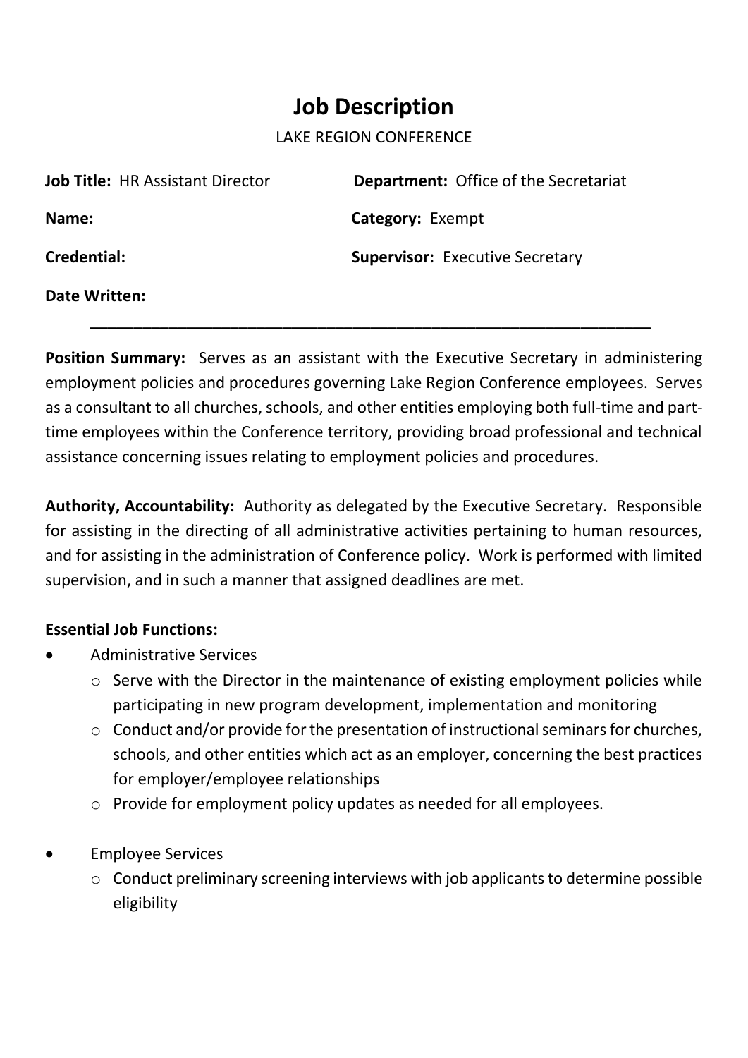# Job Description

LAKE REGION CONFERENCE

**Job Title:** HR Assistant Director **Department:** Office of the Secretariat

**Name:** **Category:** Exempt

**Credential:** **Supervisor:** Executive Secretary

**Date Written:**

---

**Position Summary:** Serves as an assistant with the Executive Secretary in administering employment policies and procedures governing Lake Region Conference employees. Serves as a consultant to all churches, schools, and other entities employing both full-time and part-time employees within the Conference territory, providing broad professional and technical assistance concerning issues relating to employment policies and procedures.

**Authority, Accountability:** Authority as delegated by the Executive Secretary. Responsible for assisting in the directing of all administrative activities pertaining to human resources, and for assisting in the administration of Conference policy. Work is performed with limited supervision, and in such a manner that assigned deadlines are met.

**Essential Job Functions:**

- Administrative Services
  - Serve with the Director in the maintenance of existing employment policies while participating in new program development, implementation and monitoring
  - Conduct and/or provide for the presentation of instructional seminars for churches, schools, and other entities which act as an employer, concerning the best practices for employer/employee relationships
  - Provide for employment policy updates as needed for all employees.

- Employee Services
  - Conduct preliminary screening interviews with job applicants to determine possible eligibility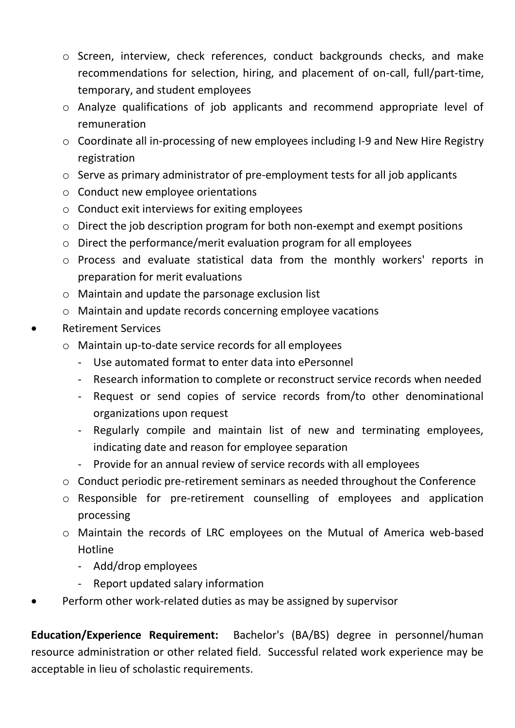- Screen, interview, check references, conduct backgrounds checks, and make recommendations for selection, hiring, and placement of on-call, full/part-time, temporary, and student employees
    - Analyze qualifications of job applicants and recommend appropriate level of remuneration
    - Coordinate all in-processing of new employees including I-9 and New Hire Registry registration
    - Serve as primary administrator of pre-employment tests for all job applicants
    - Conduct new employee orientations
    - Conduct exit interviews for exiting employees
    - Direct the job description program for both non-exempt and exempt positions
    - Direct the performance/merit evaluation program for all employees
    - Process and evaluate statistical data from the monthly workers' reports in preparation for merit evaluations
    - Maintain and update the parsonage exclusion list
    - Maintain and update records concerning employee vacations
- Retirement Services
    - Maintain up-to-date service records for all employees
        - Use automated format to enter data into ePersonnel
        - Research information to complete or reconstruct service records when needed
        - Request or send copies of service records from/to other denominational organizations upon request
        - Regularly compile and maintain list of new and terminating employees, indicating date and reason for employee separation
        - Provide for an annual review of service records with all employees
    - Conduct periodic pre-retirement seminars as needed throughout the Conference
    - Responsible for pre-retirement counselling of employees and application processing
    - Maintain the records of LRC employees on the Mutual of America web-based Hotline
        - Add/drop employees
        - Report updated salary information
- Perform other work-related duties as may be assigned by supervisor

**Education/Experience Requirement:** Bachelor's (BA/BS) degree in personnel/human resource administration or other related field. Successful related work experience may be acceptable in lieu of scholastic requirements.